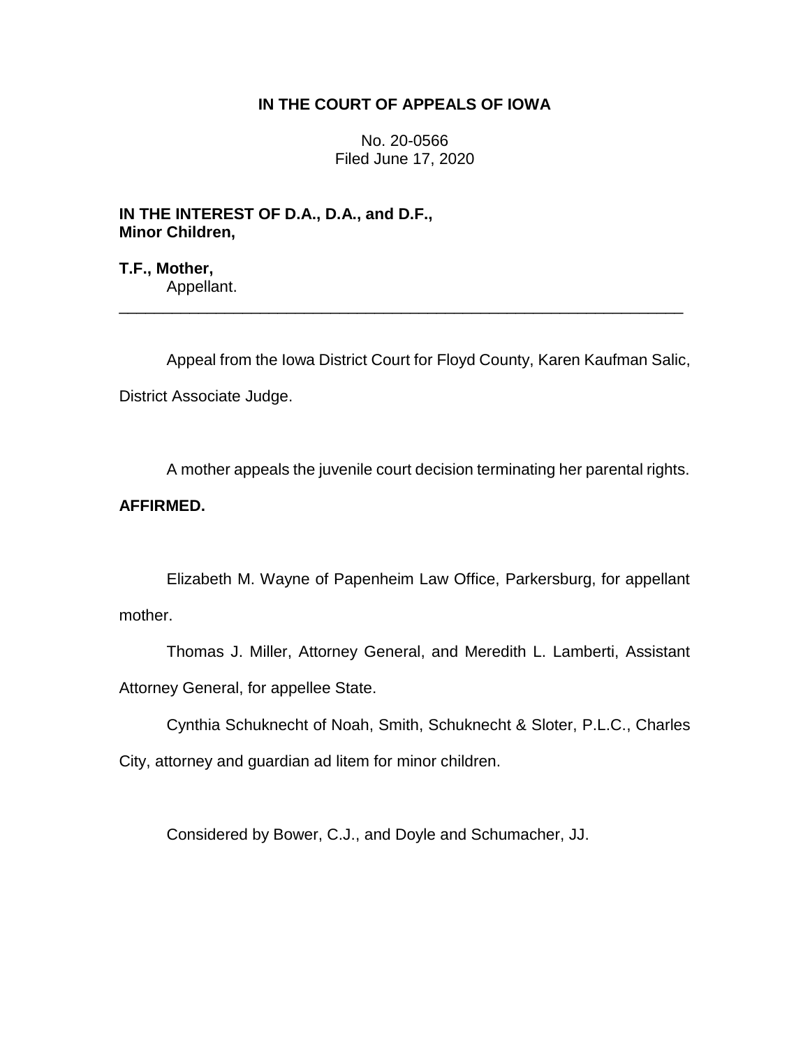**IN THE COURT OF APPEALS OF IOWA**

No. 20-0566
Filed June 17, 2020

**IN THE INTEREST OF D.A., D.A., and D.F., Minor Children,**

**T.F., Mother,**
Appellant.

---

Appeal from the Iowa District Court for Floyd County, Karen Kaufman Salic, District Associate Judge.

A mother appeals the juvenile court decision terminating her parental rights.

**AFFIRMED.**

Elizabeth M. Wayne of Papenheim Law Office, Parkersburg, for appellant mother.

Thomas J. Miller, Attorney General, and Meredith L. Lamberti, Assistant Attorney General, for appellee State.

Cynthia Schuknecht of Noah, Smith, Schuknecht & Sloter, P.L.C., Charles City, attorney and guardian ad litem for minor children.

Considered by Bower, C.J., and Doyle and Schumacher, JJ.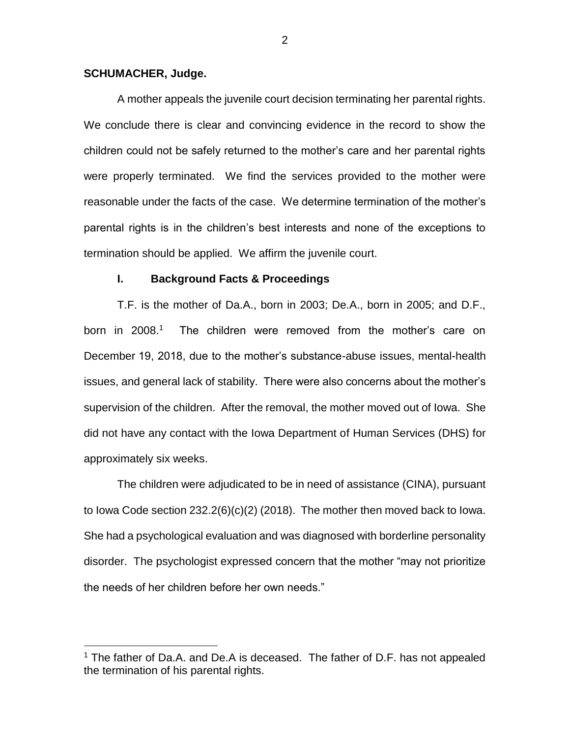**SCHUMACHER, Judge.**

A mother appeals the juvenile court decision terminating her parental rights. We conclude there is clear and convincing evidence in the record to show the children could not be safely returned to the mother's care and her parental rights were properly terminated. We find the services provided to the mother were reasonable under the facts of the case. We determine termination of the mother's parental rights is in the children's best interests and none of the exceptions to termination should be applied. We affirm the juvenile court.

## I. Background Facts & Proceedings

T.F. is the mother of Da.A., born in 2003; De.A., born in 2005; and D.F., born in 2008.[1] The children were removed from the mother's care on December 19, 2018, due to the mother's substance-abuse issues, mental-health issues, and general lack of stability. There were also concerns about the mother's supervision of the children. After the removal, the mother moved out of Iowa. She did not have any contact with the Iowa Department of Human Services (DHS) for approximately six weeks.

The children were adjudicated to be in need of assistance (CINA), pursuant to Iowa Code section 232.2(6)(c)(2) (2018). The mother then moved back to Iowa. She had a psychological evaluation and was diagnosed with borderline personality disorder. The psychologist expressed concern that the mother "may not prioritize the needs of her children before her own needs."

[1] The father of Da.A. and De.A is deceased. The father of D.F. has not appealed the termination of his parental rights.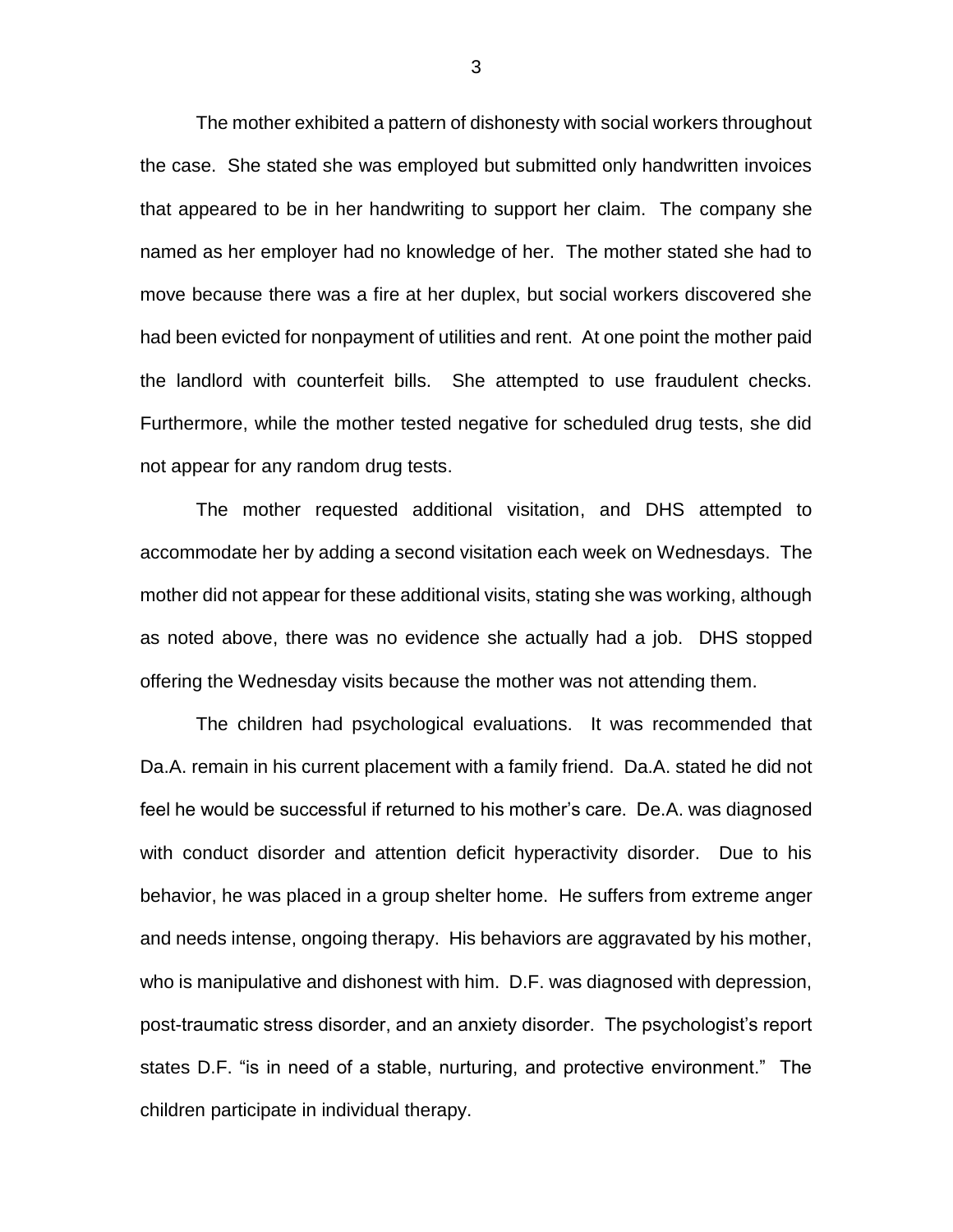The mother exhibited a pattern of dishonesty with social workers throughout the case. She stated she was employed but submitted only handwritten invoices that appeared to be in her handwriting to support her claim. The company she named as her employer had no knowledge of her. The mother stated she had to move because there was a fire at her duplex, but social workers discovered she had been evicted for nonpayment of utilities and rent. At one point the mother paid the landlord with counterfeit bills. She attempted to use fraudulent checks. Furthermore, while the mother tested negative for scheduled drug tests, she did not appear for any random drug tests.

The mother requested additional visitation, and DHS attempted to accommodate her by adding a second visitation each week on Wednesdays. The mother did not appear for these additional visits, stating she was working, although as noted above, there was no evidence she actually had a job. DHS stopped offering the Wednesday visits because the mother was not attending them.

The children had psychological evaluations. It was recommended that Da.A. remain in his current placement with a family friend. Da.A. stated he did not feel he would be successful if returned to his mother's care. De.A. was diagnosed with conduct disorder and attention deficit hyperactivity disorder. Due to his behavior, he was placed in a group shelter home. He suffers from extreme anger and needs intense, ongoing therapy. His behaviors are aggravated by his mother, who is manipulative and dishonest with him. D.F. was diagnosed with depression, post-traumatic stress disorder, and an anxiety disorder. The psychologist's report states D.F. "is in need of a stable, nurturing, and protective environment." The children participate in individual therapy.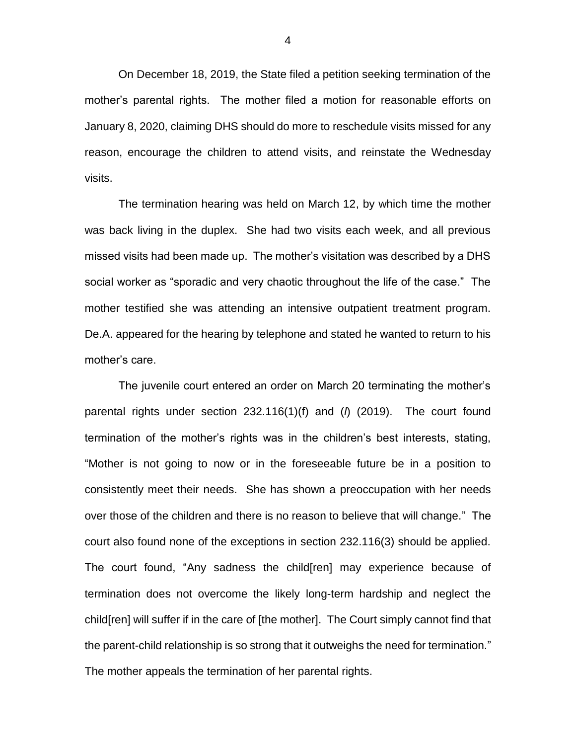On December 18, 2019, the State filed a petition seeking termination of the mother's parental rights. The mother filed a motion for reasonable efforts on January 8, 2020, claiming DHS should do more to reschedule visits missed for any reason, encourage the children to attend visits, and reinstate the Wednesday visits.

The termination hearing was held on March 12, by which time the mother was back living in the duplex. She had two visits each week, and all previous missed visits had been made up. The mother's visitation was described by a DHS social worker as "sporadic and very chaotic throughout the life of the case." The mother testified she was attending an intensive outpatient treatment program. De.A. appeared for the hearing by telephone and stated he wanted to return to his mother's care.

The juvenile court entered an order on March 20 terminating the mother's parental rights under section 232.116(1)(f) and (*l*) (2019). The court found termination of the mother's rights was in the children's best interests, stating, "Mother is not going to now or in the foreseeable future be in a position to consistently meet their needs. She has shown a preoccupation with her needs over those of the children and there is no reason to believe that will change." The court also found none of the exceptions in section 232.116(3) should be applied. The court found, "Any sadness the child[ren] may experience because of termination does not overcome the likely long-term hardship and neglect the child[ren] will suffer if in the care of [the mother]. The Court simply cannot find that the parent-child relationship is so strong that it outweighs the need for termination." The mother appeals the termination of her parental rights.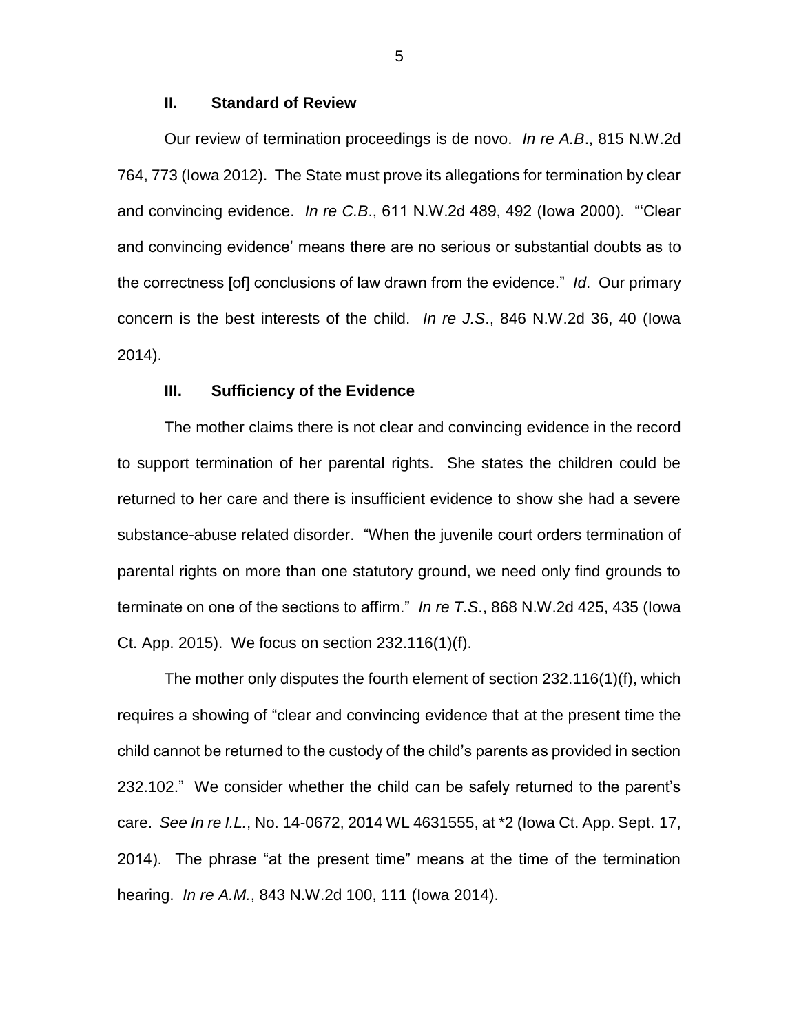## II. Standard of Review

Our review of termination proceedings is de novo. *In re A.B*., 815 N.W.2d 764, 773 (Iowa 2012). The State must prove its allegations for termination by clear and convincing evidence. *In re C.B*., 611 N.W.2d 489, 492 (Iowa 2000). "'Clear and convincing evidence' means there are no serious or substantial doubts as to the correctness [of] conclusions of law drawn from the evidence." *Id*. Our primary concern is the best interests of the child. *In re J.S*., 846 N.W.2d 36, 40 (Iowa 2014).

## III. Sufficiency of the Evidence

The mother claims there is not clear and convincing evidence in the record to support termination of her parental rights. She states the children could be returned to her care and there is insufficient evidence to show she had a severe substance-abuse related disorder. "When the juvenile court orders termination of parental rights on more than one statutory ground, we need only find grounds to terminate on one of the sections to affirm." *In re T.S*., 868 N.W.2d 425, 435 (Iowa Ct. App. 2015). We focus on section 232.116(1)(f).

The mother only disputes the fourth element of section 232.116(1)(f), which requires a showing of "clear and convincing evidence that at the present time the child cannot be returned to the custody of the child's parents as provided in section 232.102." We consider whether the child can be safely returned to the parent's care. *See In re I.L.*, No. 14-0672, 2014 WL 4631555, at *2 (Iowa Ct. App. Sept. 17, 2014). The phrase "at the present time" means at the time of the termination hearing. *In re A.M.*, 843 N.W.2d 100, 111 (Iowa 2014).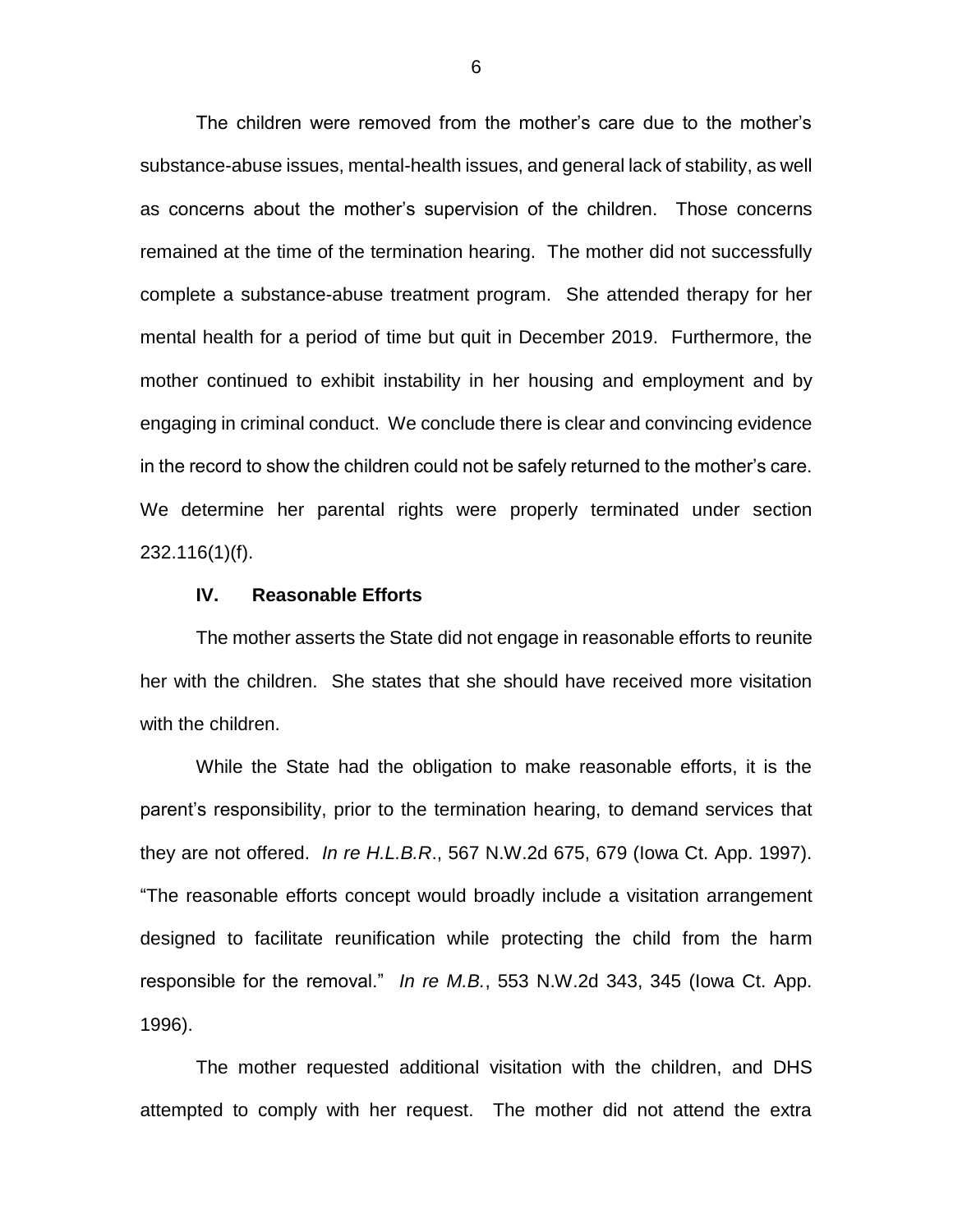The children were removed from the mother's care due to the mother's substance-abuse issues, mental-health issues, and general lack of stability, as well as concerns about the mother's supervision of the children. Those concerns remained at the time of the termination hearing. The mother did not successfully complete a substance-abuse treatment program. She attended therapy for her mental health for a period of time but quit in December 2019. Furthermore, the mother continued to exhibit instability in her housing and employment and by engaging in criminal conduct. We conclude there is clear and convincing evidence in the record to show the children could not be safely returned to the mother's care. We determine her parental rights were properly terminated under section 232.116(1)(f).

## IV. Reasonable Efforts

The mother asserts the State did not engage in reasonable efforts to reunite her with the children. She states that she should have received more visitation with the children.

While the State had the obligation to make reasonable efforts, it is the parent's responsibility, prior to the termination hearing, to demand services that they are not offered. *In re H.L.B.R*., 567 N.W.2d 675, 679 (Iowa Ct. App. 1997). "The reasonable efforts concept would broadly include a visitation arrangement designed to facilitate reunification while protecting the child from the harm responsible for the removal." *In re M.B.*, 553 N.W.2d 343, 345 (Iowa Ct. App. 1996).

The mother requested additional visitation with the children, and DHS attempted to comply with her request. The mother did not attend the extra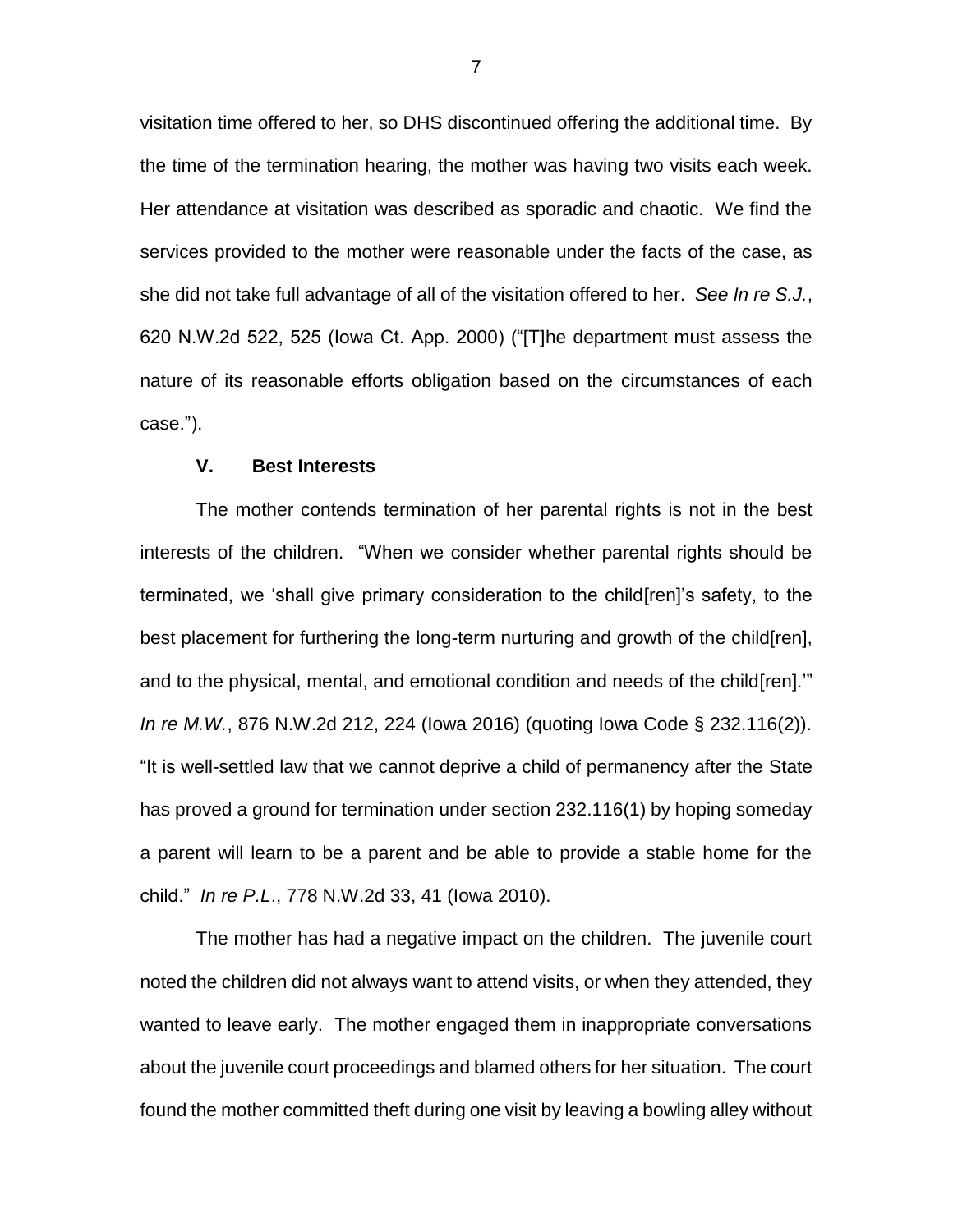visitation time offered to her, so DHS discontinued offering the additional time. By the time of the termination hearing, the mother was having two visits each week. Her attendance at visitation was described as sporadic and chaotic. We find the services provided to the mother were reasonable under the facts of the case, as she did not take full advantage of all of the visitation offered to her. *See In re S.J.*, 620 N.W.2d 522, 525 (Iowa Ct. App. 2000) ("[T]he department must assess the nature of its reasonable efforts obligation based on the circumstances of each case.").

## V. Best Interests

The mother contends termination of her parental rights is not in the best interests of the children. "When we consider whether parental rights should be terminated, we 'shall give primary consideration to the child[ren]'s safety, to the best placement for furthering the long-term nurturing and growth of the child[ren], and to the physical, mental, and emotional condition and needs of the child[ren].'" *In re M.W.*, 876 N.W.2d 212, 224 (Iowa 2016) (quoting Iowa Code § 232.116(2)). "It is well-settled law that we cannot deprive a child of permanency after the State has proved a ground for termination under section 232.116(1) by hoping someday a parent will learn to be a parent and be able to provide a stable home for the child." *In re P.L.*, 778 N.W.2d 33, 41 (Iowa 2010).

The mother has had a negative impact on the children. The juvenile court noted the children did not always want to attend visits, or when they attended, they wanted to leave early. The mother engaged them in inappropriate conversations about the juvenile court proceedings and blamed others for her situation. The court found the mother committed theft during one visit by leaving a bowling alley without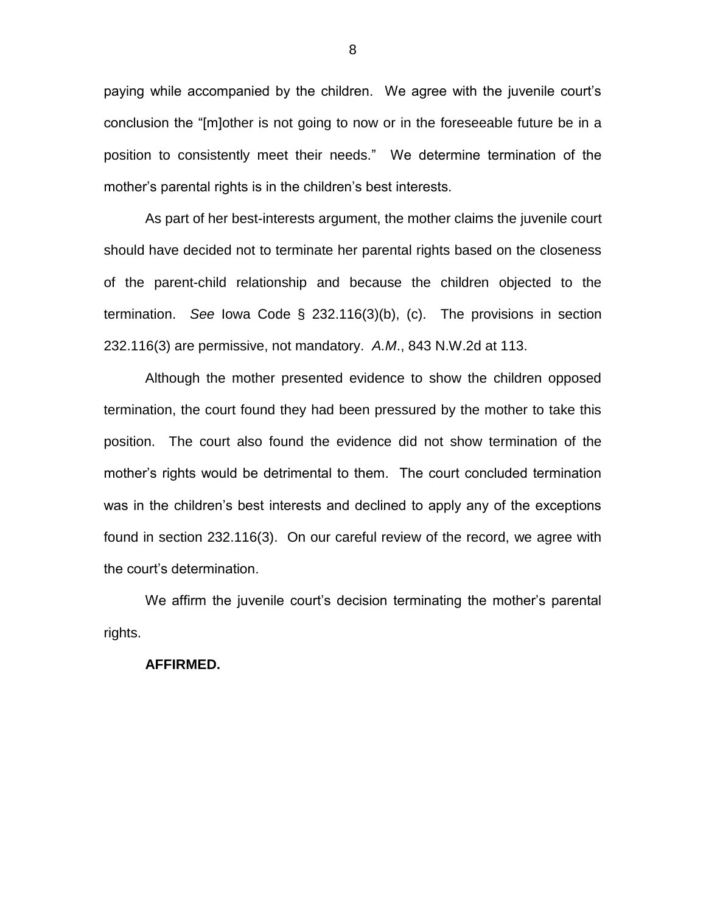paying while accompanied by the children. We agree with the juvenile court's conclusion the "[m]other is not going to now or in the foreseeable future be in a position to consistently meet their needs." We determine termination of the mother's parental rights is in the children's best interests.

As part of her best-interests argument, the mother claims the juvenile court should have decided not to terminate her parental rights based on the closeness of the parent-child relationship and because the children objected to the termination. *See* Iowa Code § 232.116(3)(b), (c). The provisions in section 232.116(3) are permissive, not mandatory. *A.M.*, 843 N.W.2d at 113.

Although the mother presented evidence to show the children opposed termination, the court found they had been pressured by the mother to take this position. The court also found the evidence did not show termination of the mother's rights would be detrimental to them. The court concluded termination was in the children's best interests and declined to apply any of the exceptions found in section 232.116(3). On our careful review of the record, we agree with the court's determination.

We affirm the juvenile court's decision terminating the mother's parental rights.

**AFFIRMED.**